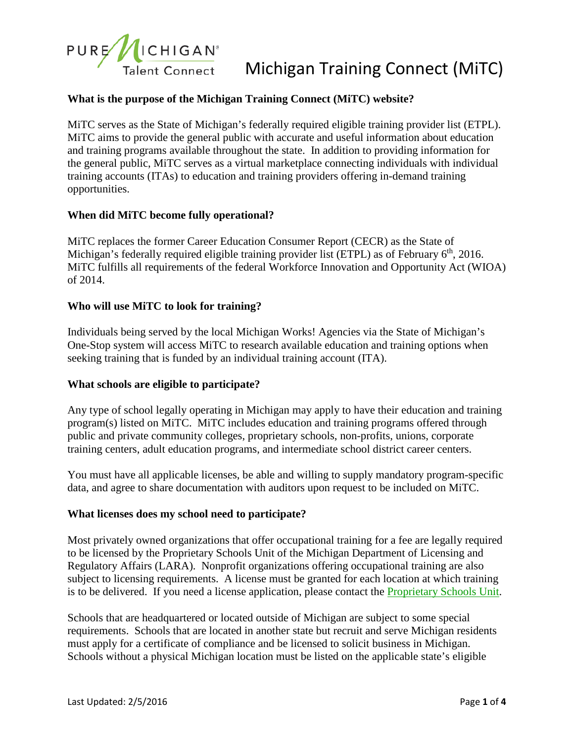# Michigan Training Connect (MiTC)

**What is the purpose of the Michigan Training Connect (MiTC) website?**

MiTC serves as the State of Michigan's federally required eligible training provider list (ETPL). MiTC aims to provide the general public with accurate and useful information about education and training programs available throughout the state. In addition to providing information for the general public, MiTC serves as a virtual marketplace connecting individuals with individual training accounts (ITAs) to education and training providers offering in-demand training opportunities.

**When did MiTC become fully operational?**

MiTC replaces the former Career Education Consumer Report (CECR) as the State of Michigan's federally required eligible training provider list (ETPL) as of February 6th, 2016. MiTC fulfills all requirements of the federal Workforce Innovation and Opportunity Act (WIOA) of 2014.

**Who will use MiTC to look for training?**

Individuals being served by the local Michigan Works! Agencies via the State of Michigan's One-Stop system will access MiTC to research available education and training options when seeking training that is funded by an individual training account (ITA).

**What schools are eligible to participate?**

Any type of school legally operating in Michigan may apply to have their education and training program(s) listed on MiTC. MiTC includes education and training programs offered through public and private community colleges, proprietary schools, non-profits, unions, corporate training centers, adult education programs, and intermediate school district career centers.

You must have all applicable licenses, be able and willing to supply mandatory program-specific data, and agree to share documentation with auditors upon request to be included on MiTC.

**What licenses does my school need to participate?**

Most privately owned organizations that offer occupational training for a fee are legally required to be licensed by the Proprietary Schools Unit of the Michigan Department of Licensing and Regulatory Affairs (LARA). Nonprofit organizations offering occupational training are also subject to licensing requirements. A license must be granted for each location at which training is to be delivered. If you need a license application, please contact the Proprietary Schools Unit.

Schools that are headquartered or located outside of Michigan are subject to some special requirements. Schools that are located in another state but recruit and serve Michigan residents must apply for a certificate of compliance and be licensed to solicit business in Michigan. Schools without a physical Michigan location must be listed on the applicable state's eligible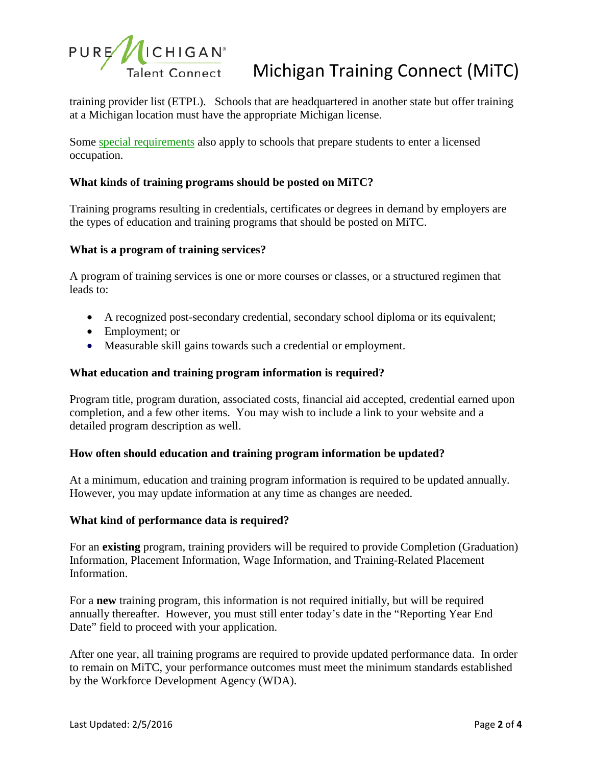training provider list (ETPL). Schools that are headquartered in another state but offer training at a Michigan location must have the appropriate Michigan license.

Some special requirements also apply to schools that prepare students to enter a licensed occupation.

**What kinds of training programs should be posted on MiTC?**

Training programs resulting in credentials, certificates or degrees in demand by employers are the types of education and training programs that should be posted on MiTC.

**What is a program of training services?**

A program of training services is one or more courses or classes, or a structured regimen that leads to:

- A recognized post-secondary credential, secondary school diploma or its equivalent;
- Employment; or
- Measurable skill gains towards such a credential or employment.

**What education and training program information is required?**

Program title, program duration, associated costs, financial aid accepted, credential earned upon completion, and a few other items. You may wish to include a link to your website and a detailed program description as well.

**How often should education and training program information be updated?**

At a minimum, education and training program information is required to be updated annually. However, you may update information at any time as changes are needed.

**What kind of performance data is required?**

For an **existing** program, training providers will be required to provide Completion (Graduation) Information, Placement Information, Wage Information, and Training-Related Placement Information.

For a **new** training program, this information is not required initially, but will be required annually thereafter. However, you must still enter today's date in the "Reporting Year End Date" field to proceed with your application.

After one year, all training programs are required to provide updated performance data. In order to remain on MiTC, your performance outcomes must meet the minimum standards established by the Workforce Development Agency (WDA).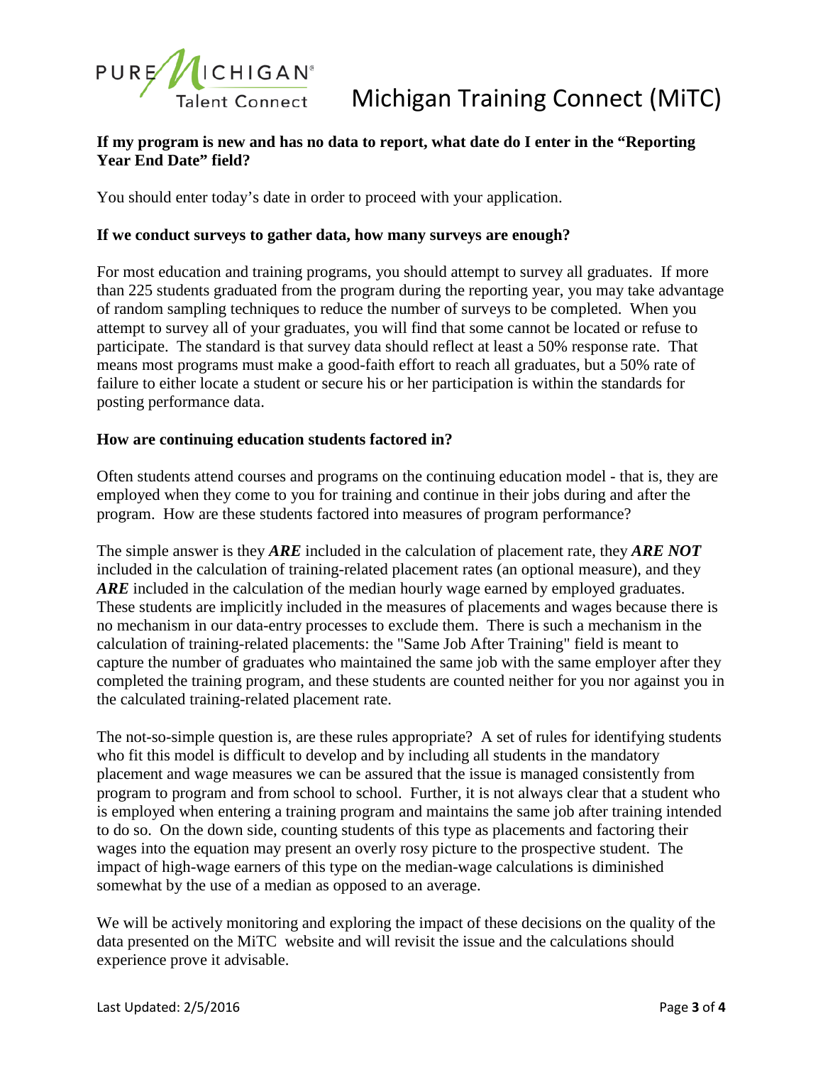**If my program is new and has no data to report, what date do I enter in the "Reporting Year End Date" field?**

You should enter today's date in order to proceed with your application.

**If we conduct surveys to gather data, how many surveys are enough?**

For most education and training programs, you should attempt to survey all graduates. If more than 225 students graduated from the program during the reporting year, you may take advantage of random sampling techniques to reduce the number of surveys to be completed. When you attempt to survey all of your graduates, you will find that some cannot be located or refuse to participate. The standard is that survey data should reflect at least a 50% response rate. That means most programs must make a good-faith effort to reach all graduates, but a 50% rate of failure to either locate a student or secure his or her participation is within the standards for posting performance data.

**How are continuing education students factored in?**

Often students attend courses and programs on the continuing education model - that is, they are employed when they come to you for training and continue in their jobs during and after the program. How are these students factored into measures of program performance?

The simple answer is they ***ARE*** included in the calculation of placement rate, they ***ARE NOT*** included in the calculation of training-related placement rates (an optional measure), and they ***ARE*** included in the calculation of the median hourly wage earned by employed graduates. These students are implicitly included in the measures of placements and wages because there is no mechanism in our data-entry processes to exclude them. There is such a mechanism in the calculation of training-related placements: the "Same Job After Training" field is meant to capture the number of graduates who maintained the same job with the same employer after they completed the training program, and these students are counted neither for you nor against you in the calculated training-related placement rate.

The not-so-simple question is, are these rules appropriate? A set of rules for identifying students who fit this model is difficult to develop and by including all students in the mandatory placement and wage measures we can be assured that the issue is managed consistently from program to program and from school to school. Further, it is not always clear that a student who is employed when entering a training program and maintains the same job after training intended to do so. On the down side, counting students of this type as placements and factoring their wages into the equation may present an overly rosy picture to the prospective student. The impact of high-wage earners of this type on the median-wage calculations is diminished somewhat by the use of a median as opposed to an average.

We will be actively monitoring and exploring the impact of these decisions on the quality of the data presented on the MiTC website and will revisit the issue and the calculations should experience prove it advisable.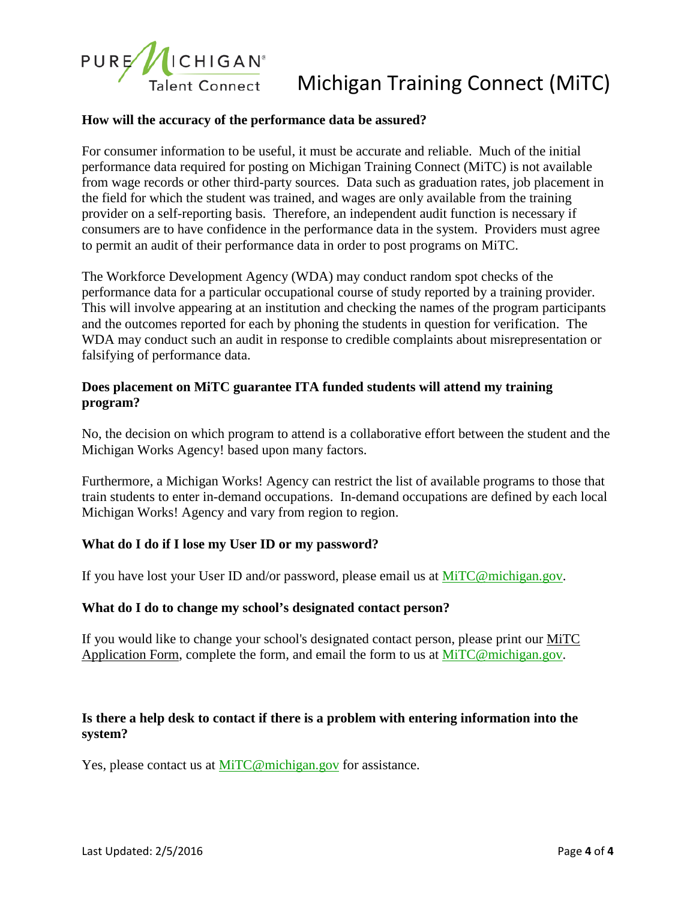**How will the accuracy of the performance data be assured?**

For consumer information to be useful, it must be accurate and reliable. Much of the initial performance data required for posting on Michigan Training Connect (MiTC) is not available from wage records or other third-party sources. Data such as graduation rates, job placement in the field for which the student was trained, and wages are only available from the training provider on a self-reporting basis. Therefore, an independent audit function is necessary if consumers are to have confidence in the performance data in the system. Providers must agree to permit an audit of their performance data in order to post programs on MiTC.

The Workforce Development Agency (WDA) may conduct random spot checks of the performance data for a particular occupational course of study reported by a training provider. This will involve appearing at an institution and checking the names of the program participants and the outcomes reported for each by phoning the students in question for verification. The WDA may conduct such an audit in response to credible complaints about misrepresentation or falsifying of performance data.

**Does placement on MiTC guarantee ITA funded students will attend my training program?**

No, the decision on which program to attend is a collaborative effort between the student and the Michigan Works Agency! based upon many factors.

Furthermore, a Michigan Works! Agency can restrict the list of available programs to those that train students to enter in-demand occupations. In-demand occupations are defined by each local Michigan Works! Agency and vary from region to region.

**What do I do if I lose my User ID or my password?**

If you have lost your User ID and/or password, please email us at MiTC@michigan.gov.

**What do I do to change my school's designated contact person?**

If you would like to change your school's designated contact person, please print our MiTC Application Form, complete the form, and email the form to us at MiTC@michigan.gov.

**Is there a help desk to contact if there is a problem with entering information into the system?**

Yes, please contact us at MiTC@michigan.gov for assistance.